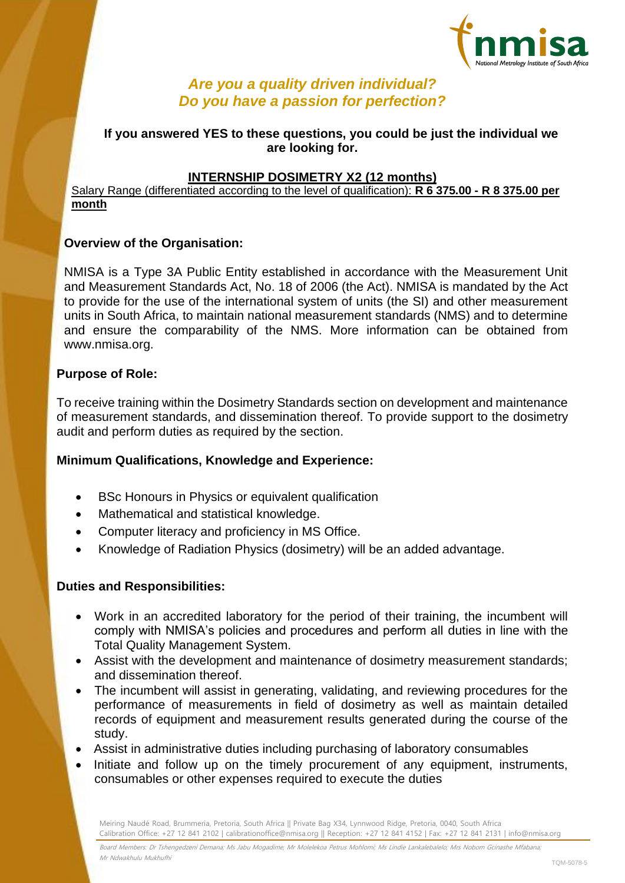*Are you a quality driven individual?*
*Do you have a passion for perfection?*

**If you answered YES to these questions, you could be just the individual we are looking for.**

## INTERNSHIP DOSIMETRY X2 (12 months)

Salary Range (differentiated according to the level of qualification): **R 6 375.00 - R 8 375.00 per month**

### Overview of the Organisation:

NMISA is a Type 3A Public Entity established in accordance with the Measurement Unit and Measurement Standards Act, No. 18 of 2006 (the Act). NMISA is mandated by the Act to provide for the use of the international system of units (the SI) and other measurement units in South Africa, to maintain national measurement standards (NMS) and to determine and ensure the comparability of the NMS. More information can be obtained from www.nmisa.org.

### Purpose of Role:

To receive training within the Dosimetry Standards section on development and maintenance of measurement standards, and dissemination thereof. To provide support to the dosimetry audit and perform duties as required by the section.

### Minimum Qualifications, Knowledge and Experience:

- BSc Honours in Physics or equivalent qualification
- Mathematical and statistical knowledge.
- Computer literacy and proficiency in MS Office.
- Knowledge of Radiation Physics (dosimetry) will be an added advantage.

### Duties and Responsibilities:

- Work in an accredited laboratory for the period of their training, the incumbent will comply with NMISA's policies and procedures and perform all duties in line with the Total Quality Management System.
- Assist with the development and maintenance of dosimetry measurement standards; and dissemination thereof.
- The incumbent will assist in generating, validating, and reviewing procedures for the performance of measurements in field of dosimetry as well as maintain detailed records of equipment and measurement results generated during the course of the study.
- Assist in administrative duties including purchasing of laboratory consumables
- Initiate and follow up on the timely procurement of any equipment, instruments, consumables or other expenses required to execute the duties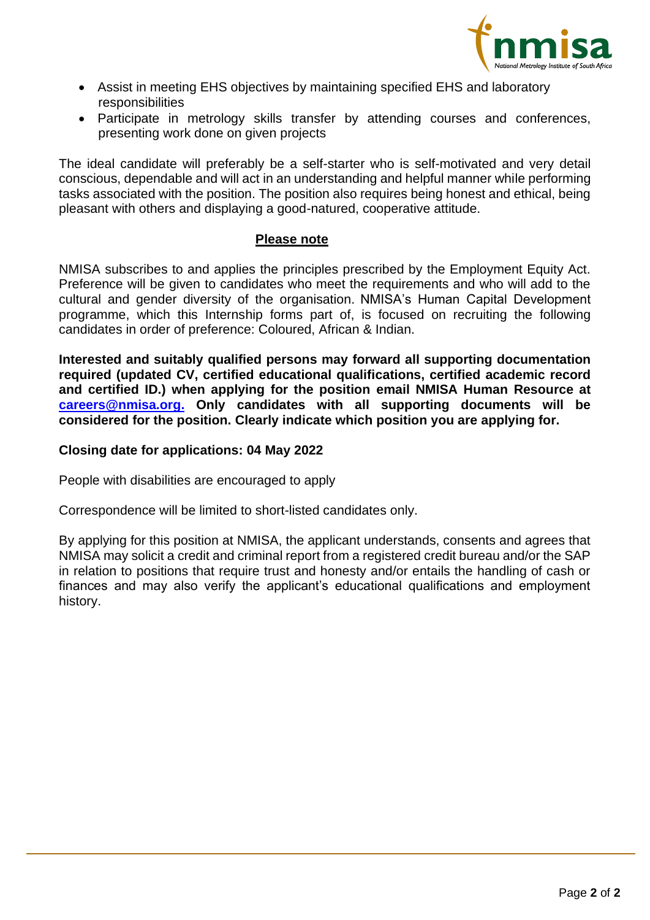- Assist in meeting EHS objectives by maintaining specified EHS and laboratory responsibilities
- Participate in metrology skills transfer by attending courses and conferences, presenting work done on given projects

The ideal candidate will preferably be a self-starter who is self-motivated and very detail conscious, dependable and will act in an understanding and helpful manner while performing tasks associated with the position. The position also requires being honest and ethical, being pleasant with others and displaying a good-natured, cooperative attitude.

**Please note**

NMISA subscribes to and applies the principles prescribed by the Employment Equity Act. Preference will be given to candidates who meet the requirements and who will add to the cultural and gender diversity of the organisation. NMISA's Human Capital Development programme, which this Internship forms part of, is focused on recruiting the following candidates in order of preference: Coloured, African & Indian.

**Interested and suitably qualified persons may forward all supporting documentation required (updated CV, certified educational qualifications, certified academic record and certified ID.) when applying for the position email NMISA Human Resource at careers@nmisa.org. Only candidates with all supporting documents will be considered for the position. Clearly indicate which position you are applying for.**

**Closing date for applications: 04 May 2022**

People with disabilities are encouraged to apply

Correspondence will be limited to short-listed candidates only.

By applying for this position at NMISA, the applicant understands, consents and agrees that NMISA may solicit a credit and criminal report from a registered credit bureau and/or the SAP in relation to positions that require trust and honesty and/or entails the handling of cash or finances and may also verify the applicant's educational qualifications and employment history.